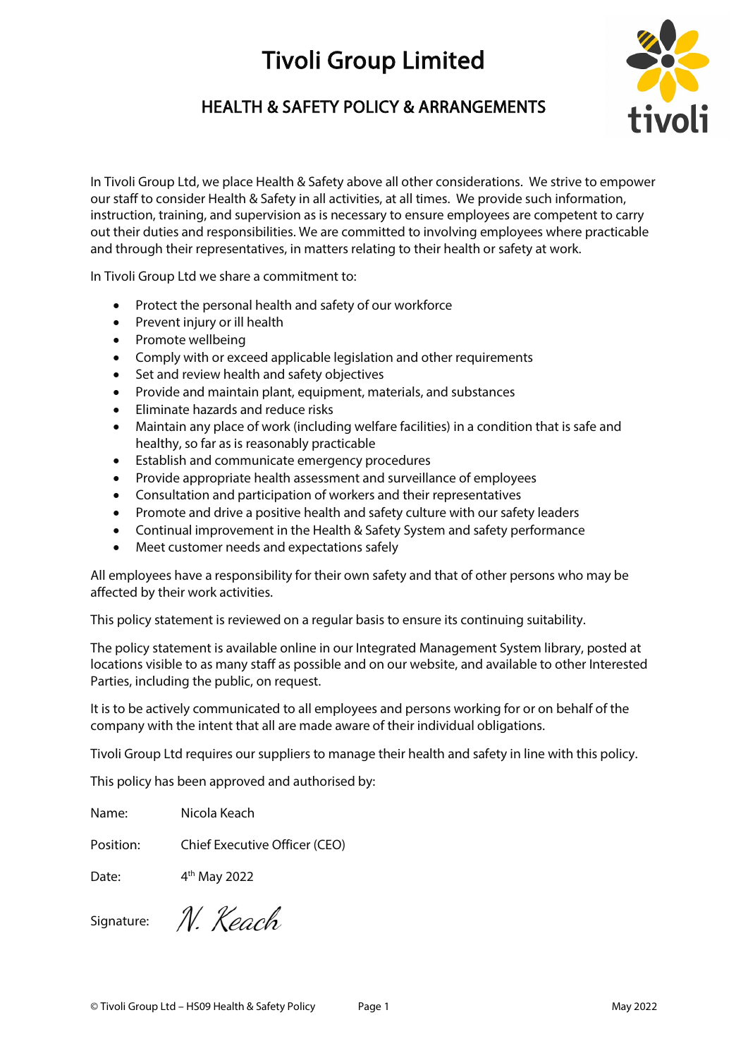# Tivoli Group Limited

## HEALTH & SAFETY POLICY & ARRANGEMENTS

In Tivoli Group Ltd, we place Health & Safety above all other considerations. We strive to empower our staff to consider Health & Safety in all activities, at all times. We provide such information, instruction, training, and supervision as is necessary to ensure employees are competent to carry out their duties and responsibilities. We are committed to involving employees where practicable and through their representatives, in matters relating to their health or safety at work.

In Tivoli Group Ltd we share a commitment to:

- Protect the personal health and safety of our workforce
- Prevent injury or ill health
- Promote wellbeing
- Comply with or exceed applicable legislation and other requirements
- Set and review health and safety objectives
- Provide and maintain plant, equipment, materials, and substances
- Eliminate hazards and reduce risks
- Maintain any place of work (including welfare facilities) in a condition that is safe and healthy, so far as is reasonably practicable
- Establish and communicate emergency procedures
- Provide appropriate health assessment and surveillance of employees
- Consultation and participation of workers and their representatives
- Promote and drive a positive health and safety culture with our safety leaders
- Continual improvement in the Health & Safety System and safety performance
- Meet customer needs and expectations safely

All employees have a responsibility for their own safety and that of other persons who may be affected by their work activities.

This policy statement is reviewed on a regular basis to ensure its continuing suitability.

The policy statement is available online in our Integrated Management System library, posted at locations visible to as many staff as possible and on our website, and available to other Interested Parties, including the public, on request.

It is to be actively communicated to all employees and persons working for or on behalf of the company with the intent that all are made aware of their individual obligations.

Tivoli Group Ltd requires our suppliers to manage their health and safety in line with this policy.

This policy has been approved and authorised by:

Name: Nicola Keach

Position: Chief Executive Officer (CEO)

Date: 4th May 2022

Signature: N. Keach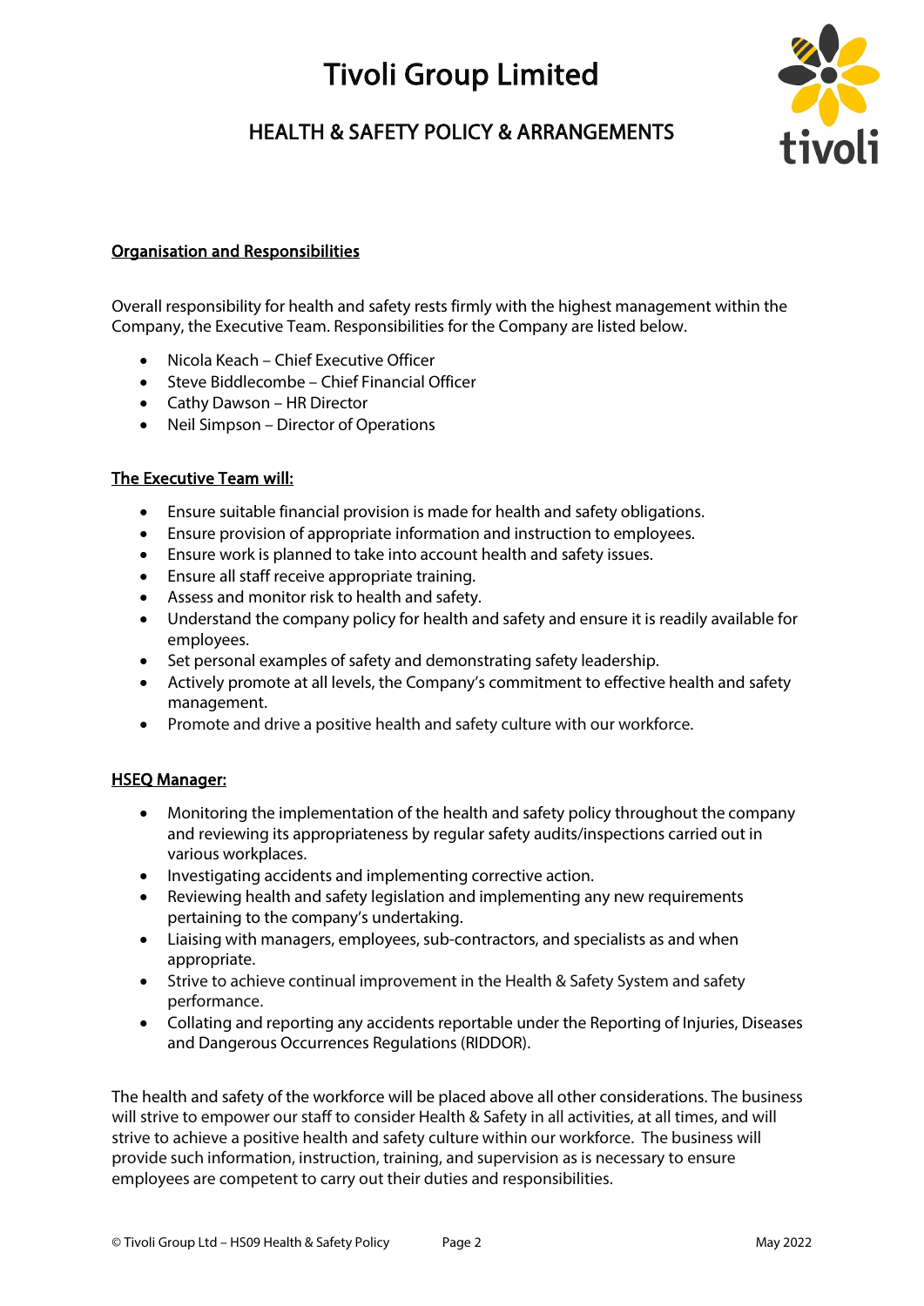## Organisation and Responsibilities

Overall responsibility for health and safety rests firmly with the highest management within the Company, the Executive Team. Responsibilities for the Company are listed below.

- Nicola Keach – Chief Executive Officer
- Steve Biddlecombe – Chief Financial Officer
- Cathy Dawson – HR Director
- Neil Simpson – Director of Operations

### The Executive Team will:

- Ensure suitable financial provision is made for health and safety obligations.
- Ensure provision of appropriate information and instruction to employees.
- Ensure work is planned to take into account health and safety issues.
- Ensure all staff receive appropriate training.
- Assess and monitor risk to health and safety.
- Understand the company policy for health and safety and ensure it is readily available for employees.
- Set personal examples of safety and demonstrating safety leadership.
- Actively promote at all levels, the Company's commitment to effective health and safety management.
- Promote and drive a positive health and safety culture with our workforce.

### HSEQ Manager:

- Monitoring the implementation of the health and safety policy throughout the company and reviewing its appropriateness by regular safety audits/inspections carried out in various workplaces.
- Investigating accidents and implementing corrective action.
- Reviewing health and safety legislation and implementing any new requirements pertaining to the company's undertaking.
- Liaising with managers, employees, sub-contractors, and specialists as and when appropriate.
- Strive to achieve continual improvement in the Health & Safety System and safety performance.
- Collating and reporting any accidents reportable under the Reporting of Injuries, Diseases and Dangerous Occurrences Regulations (RIDDOR).

The health and safety of the workforce will be placed above all other considerations. The business will strive to empower our staff to consider Health & Safety in all activities, at all times, and will strive to achieve a positive health and safety culture within our workforce. The business will provide such information, instruction, training, and supervision as is necessary to ensure employees are competent to carry out their duties and responsibilities.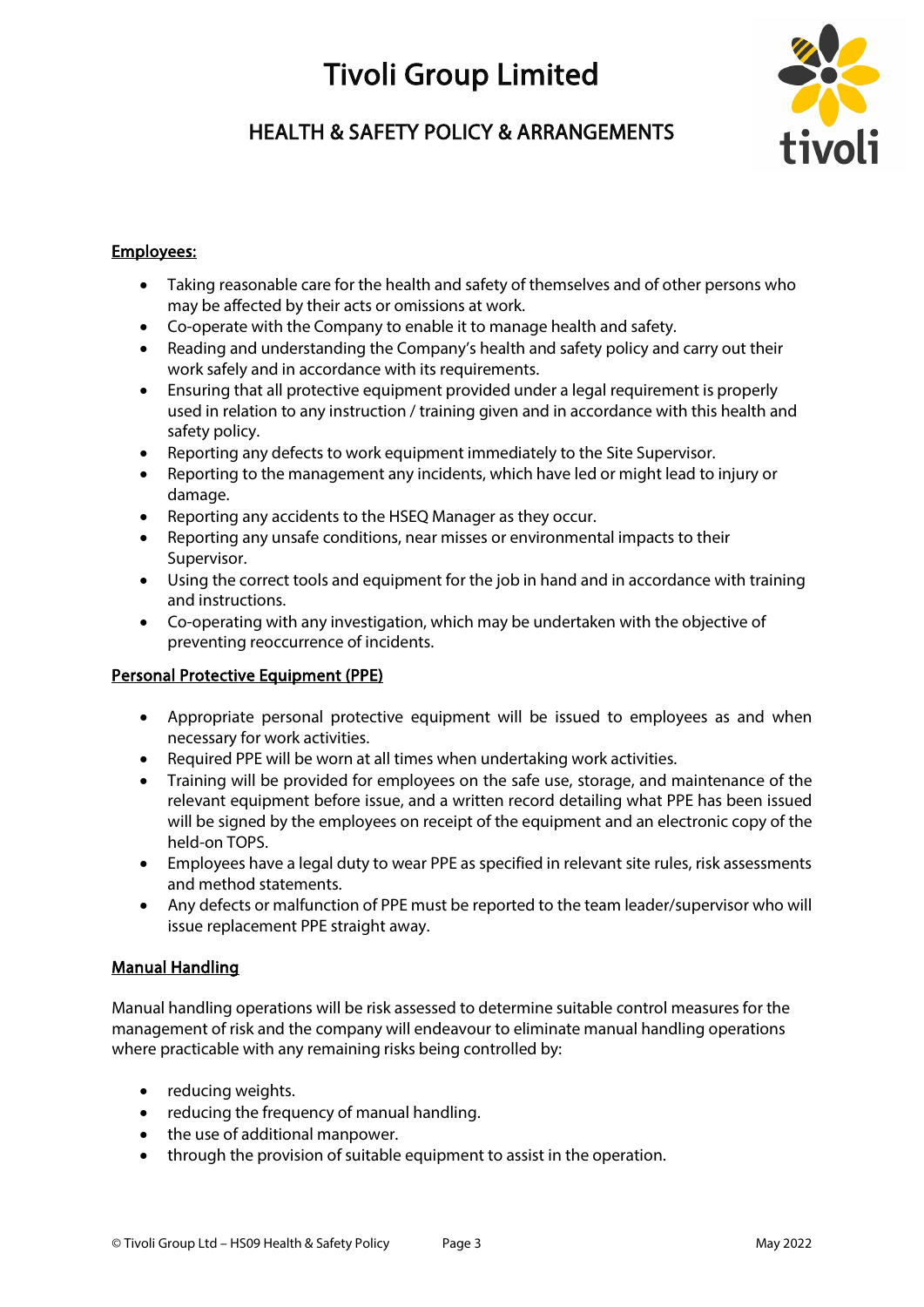**Employees:**

- Taking reasonable care for the health and safety of themselves and of other persons who may be affected by their acts or omissions at work.
- Co-operate with the Company to enable it to manage health and safety.
- Reading and understanding the Company's health and safety policy and carry out their work safely and in accordance with its requirements.
- Ensuring that all protective equipment provided under a legal requirement is properly used in relation to any instruction / training given and in accordance with this health and safety policy.
- Reporting any defects to work equipment immediately to the Site Supervisor.
- Reporting to the management any incidents, which have led or might lead to injury or damage.
- Reporting any accidents to the HSEQ Manager as they occur.
- Reporting any unsafe conditions, near misses or environmental impacts to their Supervisor.
- Using the correct tools and equipment for the job in hand and in accordance with training and instructions.
- Co-operating with any investigation, which may be undertaken with the objective of preventing reoccurrence of incidents.

**Personal Protective Equipment (PPE)**

- Appropriate personal protective equipment will be issued to employees as and when necessary for work activities.
- Required PPE will be worn at all times when undertaking work activities.
- Training will be provided for employees on the safe use, storage, and maintenance of the relevant equipment before issue, and a written record detailing what PPE has been issued will be signed by the employees on receipt of the equipment and an electronic copy of the held-on TOPS.
- Employees have a legal duty to wear PPE as specified in relevant site rules, risk assessments and method statements.
- Any defects or malfunction of PPE must be reported to the team leader/supervisor who will issue replacement PPE straight away.

**Manual Handling**

Manual handling operations will be risk assessed to determine suitable control measures for the management of risk and the company will endeavour to eliminate manual handling operations where practicable with any remaining risks being controlled by:

- reducing weights.
- reducing the frequency of manual handling.
- the use of additional manpower.
- through the provision of suitable equipment to assist in the operation.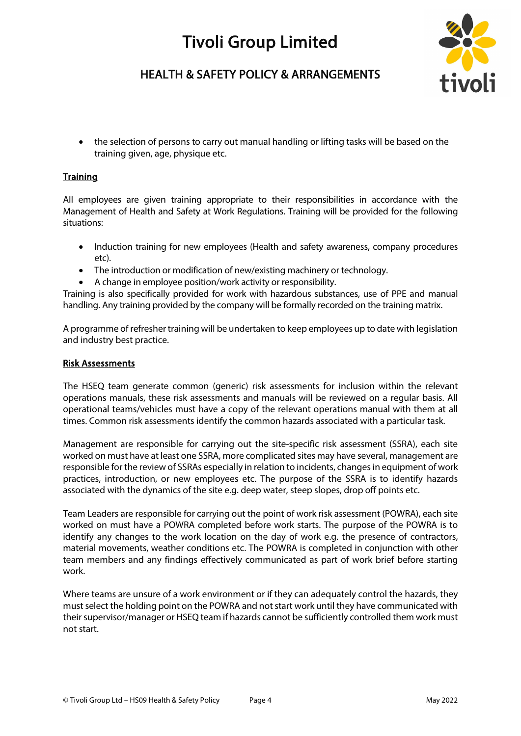- the selection of persons to carry out manual handling or lifting tasks will be based on the training given, age, physique etc.

## Training

All employees are given training appropriate to their responsibilities in accordance with the Management of Health and Safety at Work Regulations. Training will be provided for the following situations:

- Induction training for new employees (Health and safety awareness, company procedures etc).
- The introduction or modification of new/existing machinery or technology.
- A change in employee position/work activity or responsibility.

Training is also specifically provided for work with hazardous substances, use of PPE and manual handling. Any training provided by the company will be formally recorded on the training matrix.

A programme of refresher training will be undertaken to keep employees up to date with legislation and industry best practice.

## Risk Assessments

The HSEQ team generate common (generic) risk assessments for inclusion within the relevant operations manuals, these risk assessments and manuals will be reviewed on a regular basis. All operational teams/vehicles must have a copy of the relevant operations manual with them at all times. Common risk assessments identify the common hazards associated with a particular task.

Management are responsible for carrying out the site-specific risk assessment (SSRA), each site worked on must have at least one SSRA, more complicated sites may have several, management are responsible for the review of SSRAs especially in relation to incidents, changes in equipment of work practices, introduction, or new employees etc. The purpose of the SSRA is to identify hazards associated with the dynamics of the site e.g. deep water, steep slopes, drop off points etc.

Team Leaders are responsible for carrying out the point of work risk assessment (POWRA), each site worked on must have a POWRA completed before work starts. The purpose of the POWRA is to identify any changes to the work location on the day of work e.g. the presence of contractors, material movements, weather conditions etc. The POWRA is completed in conjunction with other team members and any findings effectively communicated as part of work brief before starting work.

Where teams are unsure of a work environment or if they can adequately control the hazards, they must select the holding point on the POWRA and not start work until they have communicated with their supervisor/manager or HSEQ team if hazards cannot be sufficiently controlled them work must not start.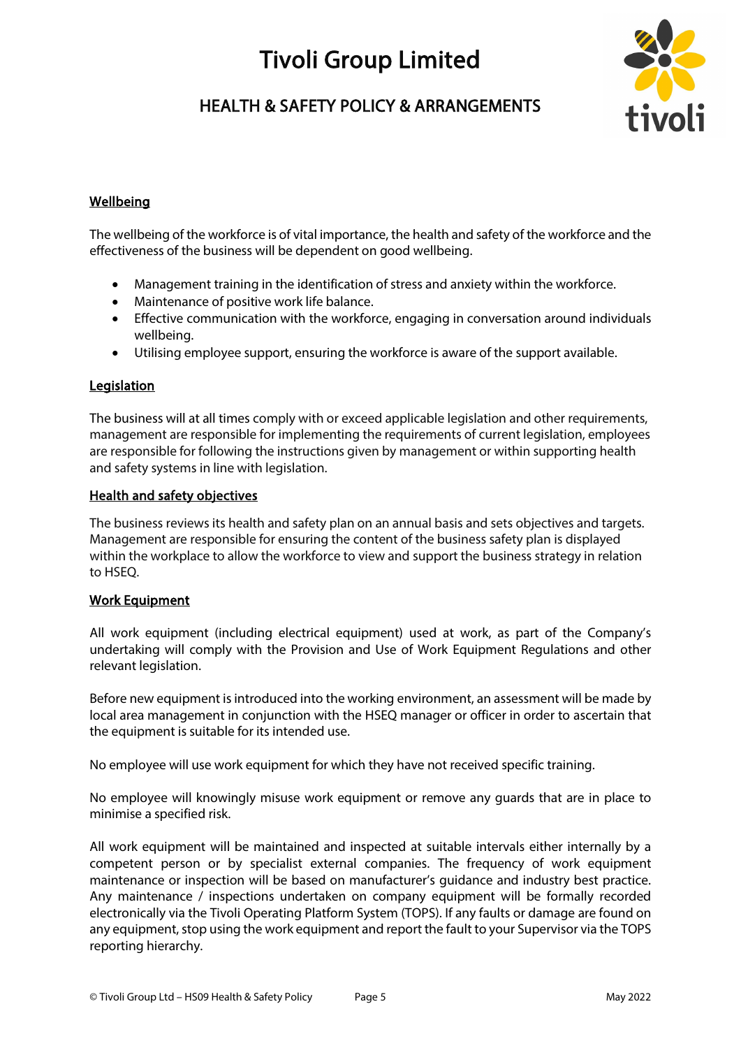## Wellbeing

The wellbeing of the workforce is of vital importance, the health and safety of the workforce and the effectiveness of the business will be dependent on good wellbeing.

- Management training in the identification of stress and anxiety within the workforce.
- Maintenance of positive work life balance.
- Effective communication with the workforce, engaging in conversation around individuals wellbeing.
- Utilising employee support, ensuring the workforce is aware of the support available.

## Legislation

The business will at all times comply with or exceed applicable legislation and other requirements, management are responsible for implementing the requirements of current legislation, employees are responsible for following the instructions given by management or within supporting health and safety systems in line with legislation.

## Health and safety objectives

The business reviews its health and safety plan on an annual basis and sets objectives and targets. Management are responsible for ensuring the content of the business safety plan is displayed within the workplace to allow the workforce to view and support the business strategy in relation to HSEQ.

## Work Equipment

All work equipment (including electrical equipment) used at work, as part of the Company's undertaking will comply with the Provision and Use of Work Equipment Regulations and other relevant legislation.

Before new equipment is introduced into the working environment, an assessment will be made by local area management in conjunction with the HSEQ manager or officer in order to ascertain that the equipment is suitable for its intended use.

No employee will use work equipment for which they have not received specific training.

No employee will knowingly misuse work equipment or remove any guards that are in place to minimise a specified risk.

All work equipment will be maintained and inspected at suitable intervals either internally by a competent person or by specialist external companies. The frequency of work equipment maintenance or inspection will be based on manufacturer's guidance and industry best practice. Any maintenance / inspections undertaken on company equipment will be formally recorded electronically via the Tivoli Operating Platform System (TOPS). If any faults or damage are found on any equipment, stop using the work equipment and report the fault to your Supervisor via the TOPS reporting hierarchy.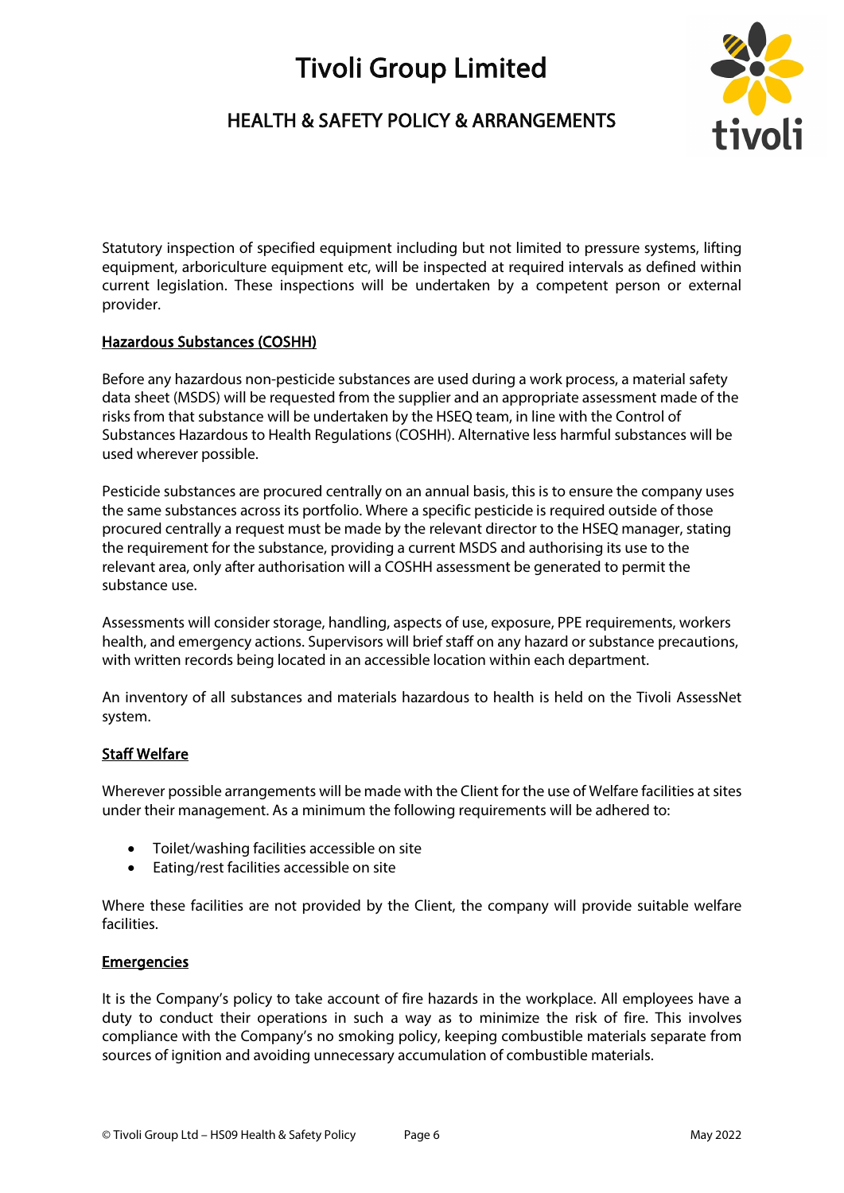Statutory inspection of specified equipment including but not limited to pressure systems, lifting equipment, arboriculture equipment etc, will be inspected at required intervals as defined within current legislation. These inspections will be undertaken by a competent person or external provider.

## Hazardous Substances (COSHH)

Before any hazardous non-pesticide substances are used during a work process, a material safety data sheet (MSDS) will be requested from the supplier and an appropriate assessment made of the risks from that substance will be undertaken by the HSEQ team, in line with the Control of Substances Hazardous to Health Regulations (COSHH). Alternative less harmful substances will be used wherever possible.

Pesticide substances are procured centrally on an annual basis, this is to ensure the company uses the same substances across its portfolio. Where a specific pesticide is required outside of those procured centrally a request must be made by the relevant director to the HSEQ manager, stating the requirement for the substance, providing a current MSDS and authorising its use to the relevant area, only after authorisation will a COSHH assessment be generated to permit the substance use.

Assessments will consider storage, handling, aspects of use, exposure, PPE requirements, workers health, and emergency actions. Supervisors will brief staff on any hazard or substance precautions, with written records being located in an accessible location within each department.

An inventory of all substances and materials hazardous to health is held on the Tivoli AssessNet system.

## Staff Welfare

Wherever possible arrangements will be made with the Client for the use of Welfare facilities at sites under their management. As a minimum the following requirements will be adhered to:

- Toilet/washing facilities accessible on site
- Eating/rest facilities accessible on site

Where these facilities are not provided by the Client, the company will provide suitable welfare facilities.

## Emergencies

It is the Company's policy to take account of fire hazards in the workplace. All employees have a duty to conduct their operations in such a way as to minimize the risk of fire. This involves compliance with the Company's no smoking policy, keeping combustible materials separate from sources of ignition and avoiding unnecessary accumulation of combustible materials.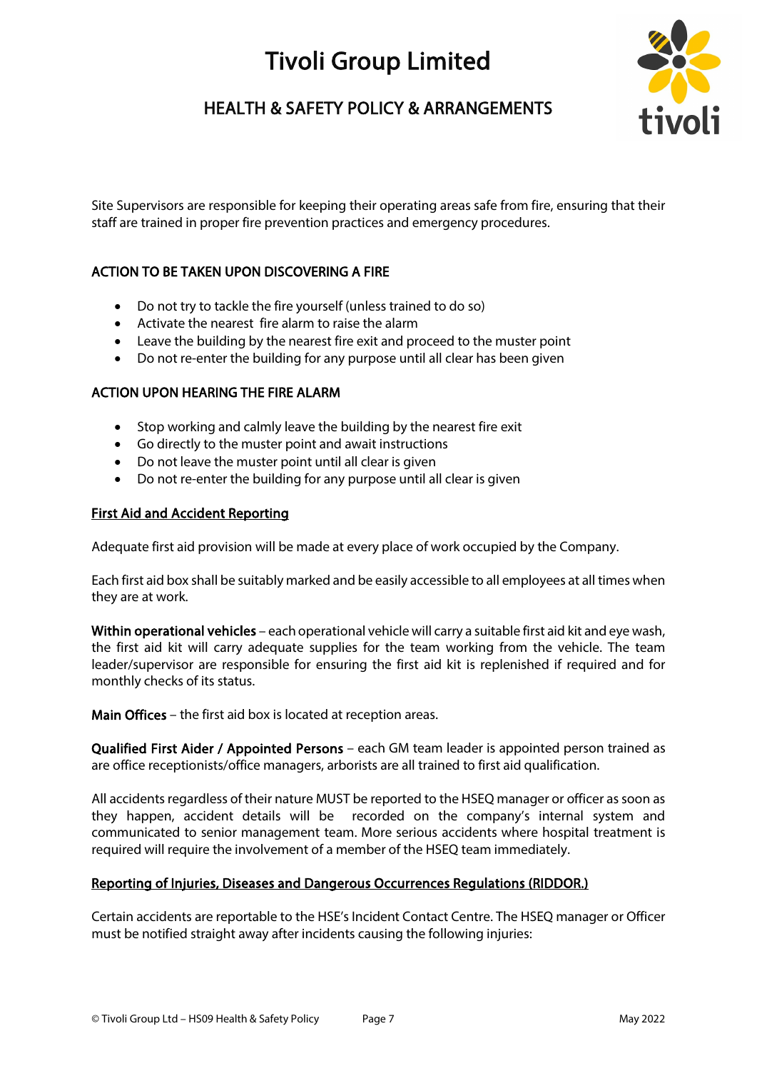Site Supervisors are responsible for keeping their operating areas safe from fire, ensuring that their staff are trained in proper fire prevention practices and emergency procedures.

### ACTION TO BE TAKEN UPON DISCOVERING A FIRE

- Do not try to tackle the fire yourself (unless trained to do so)
- Activate the nearest fire alarm to raise the alarm
- Leave the building by the nearest fire exit and proceed to the muster point
- Do not re-enter the building for any purpose until all clear has been given

### ACTION UPON HEARING THE FIRE ALARM

- Stop working and calmly leave the building by the nearest fire exit
- Go directly to the muster point and await instructions
- Do not leave the muster point until all clear is given
- Do not re-enter the building for any purpose until all clear is given

### First Aid and Accident Reporting

Adequate first aid provision will be made at every place of work occupied by the Company.

Each first aid box shall be suitably marked and be easily accessible to all employees at all times when they are at work.

**Within operational vehicles** – each operational vehicle will carry a suitable first aid kit and eye wash, the first aid kit will carry adequate supplies for the team working from the vehicle. The team leader/supervisor are responsible for ensuring the first aid kit is replenished if required and for monthly checks of its status.

**Main Offices** – the first aid box is located at reception areas.

**Qualified First Aider / Appointed Persons** – each GM team leader is appointed person trained as are office receptionists/office managers, arborists are all trained to first aid qualification.

All accidents regardless of their nature MUST be reported to the HSEQ manager or officer as soon as they happen, accident details will be recorded on the company's internal system and communicated to senior management team. More serious accidents where hospital treatment is required will require the involvement of a member of the HSEQ team immediately.

### Reporting of Injuries, Diseases and Dangerous Occurrences Regulations (RIDDOR.)

Certain accidents are reportable to the HSE's Incident Contact Centre. The HSEQ manager or Officer must be notified straight away after incidents causing the following injuries: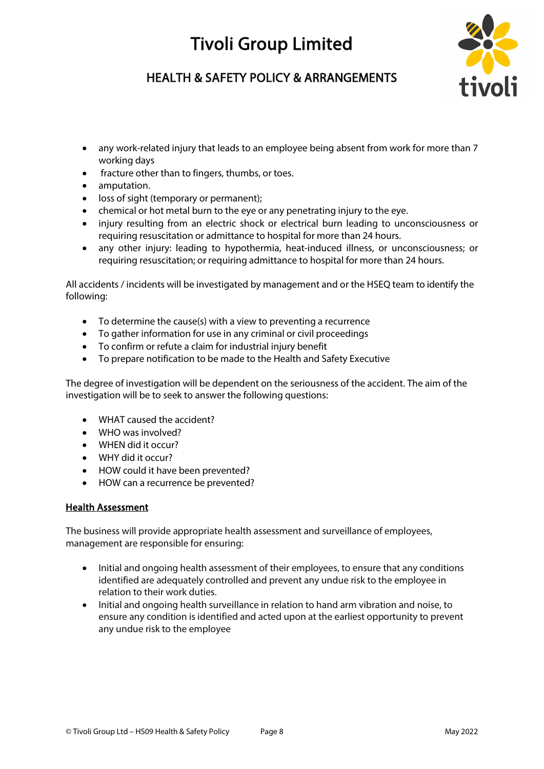- any work-related injury that leads to an employee being absent from work for more than 7 working days
- fracture other than to fingers, thumbs, or toes.
- amputation.
- loss of sight (temporary or permanent);
- chemical or hot metal burn to the eye or any penetrating injury to the eye.
- injury resulting from an electric shock or electrical burn leading to unconsciousness or requiring resuscitation or admittance to hospital for more than 24 hours.
- any other injury: leading to hypothermia, heat-induced illness, or unconsciousness; or requiring resuscitation; or requiring admittance to hospital for more than 24 hours.

All accidents / incidents will be investigated by management and or the HSEQ team to identify the following:

- To determine the cause(s) with a view to preventing a recurrence
- To gather information for use in any criminal or civil proceedings
- To confirm or refute a claim for industrial injury benefit
- To prepare notification to be made to the Health and Safety Executive

The degree of investigation will be dependent on the seriousness of the accident. The aim of the investigation will be to seek to answer the following questions:

- WHAT caused the accident?
- WHO was involved?
- WHEN did it occur?
- WHY did it occur?
- HOW could it have been prevented?
- HOW can a recurrence be prevented?

## Health Assessment

The business will provide appropriate health assessment and surveillance of employees, management are responsible for ensuring:

- Initial and ongoing health assessment of their employees, to ensure that any conditions identified are adequately controlled and prevent any undue risk to the employee in relation to their work duties.
- Initial and ongoing health surveillance in relation to hand arm vibration and noise, to ensure any condition is identified and acted upon at the earliest opportunity to prevent any undue risk to the employee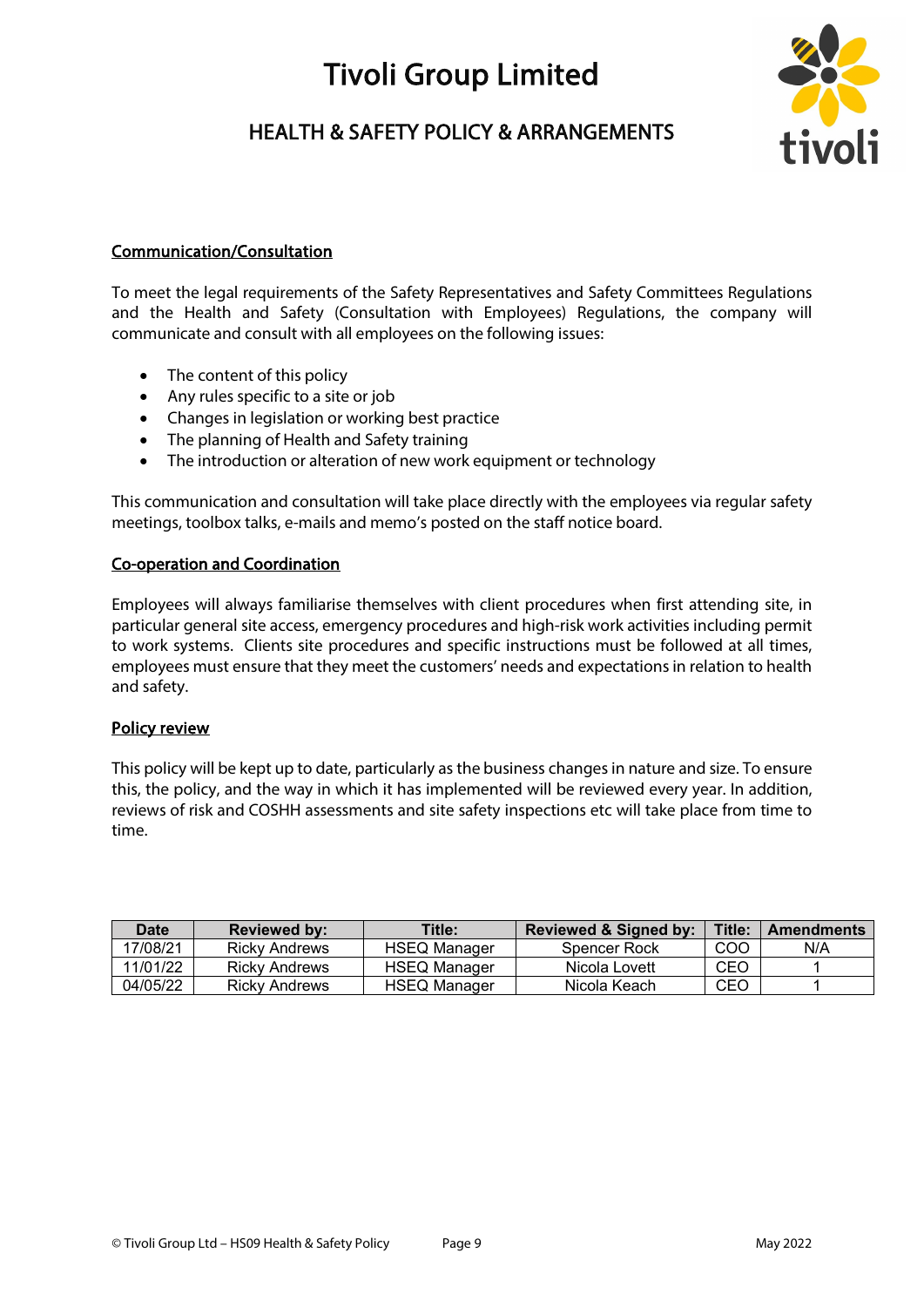## Communication/Consultation

To meet the legal requirements of the Safety Representatives and Safety Committees Regulations and the Health and Safety (Consultation with Employees) Regulations, the company will communicate and consult with all employees on the following issues:

- The content of this policy
- Any rules specific to a site or job
- Changes in legislation or working best practice
- The planning of Health and Safety training
- The introduction or alteration of new work equipment or technology

This communication and consultation will take place directly with the employees via regular safety meetings, toolbox talks, e-mails and memo's posted on the staff notice board.

## Co-operation and Coordination

Employees will always familiarise themselves with client procedures when first attending site, in particular general site access, emergency procedures and high-risk work activities including permit to work systems. Clients site procedures and specific instructions must be followed at all times, employees must ensure that they meet the customers' needs and expectations in relation to health and safety.

## Policy review

This policy will be kept up to date, particularly as the business changes in nature and size. To ensure this, the policy, and the way in which it has implemented will be reviewed every year. In addition, reviews of risk and COSHH assessments and site safety inspections etc will take place from time to time.

| Date | Reviewed by: | Title: | Reviewed & Signed by: | Title: | Amendments |
|---|---|---|---|---|---|
| 17/08/21 | Ricky Andrews | HSEQ Manager | Spencer Rock | COO | N/A |
| 11/01/22 | Ricky Andrews | HSEQ Manager | Nicola Lovett | CEO | 1 |
| 04/05/22 | Ricky Andrews | HSEQ Manager | Nicola Keach | CEO | 1 |